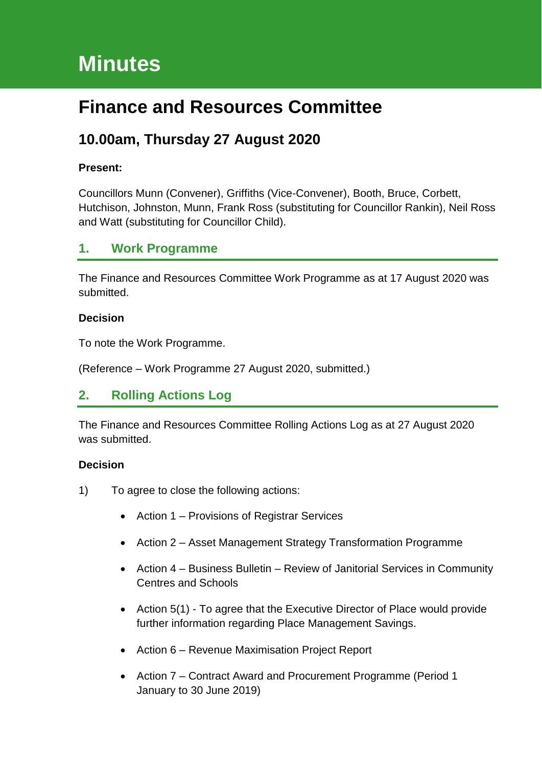# Minutes

# Finance and Resources Committee

## 10.00am, Thursday 27 August 2020

**Present:**

Councillors Munn (Convener), Griffiths (Vice-Convener), Booth, Bruce, Corbett, Hutchison, Johnston, Munn, Frank Ross (substituting for Councillor Rankin), Neil Ross and Watt (substituting for Councillor Child).

## 1. Work Programme

The Finance and Resources Committee Work Programme as at 17 August 2020 was submitted.

**Decision**

To note the Work Programme.

(Reference – Work Programme 27 August 2020, submitted.)

## 2. Rolling Actions Log

The Finance and Resources Committee Rolling Actions Log as at 27 August 2020 was submitted.

**Decision**

1) To agree to close the following actions:

- Action 1 – Provisions of Registrar Services
- Action 2 – Asset Management Strategy Transformation Programme
- Action 4 – Business Bulletin – Review of Janitorial Services in Community Centres and Schools
- Action 5(1) - To agree that the Executive Director of Place would provide further information regarding Place Management Savings.
- Action 6 – Revenue Maximisation Project Report
- Action 7 – Contract Award and Procurement Programme (Period 1 January to 30 June 2019)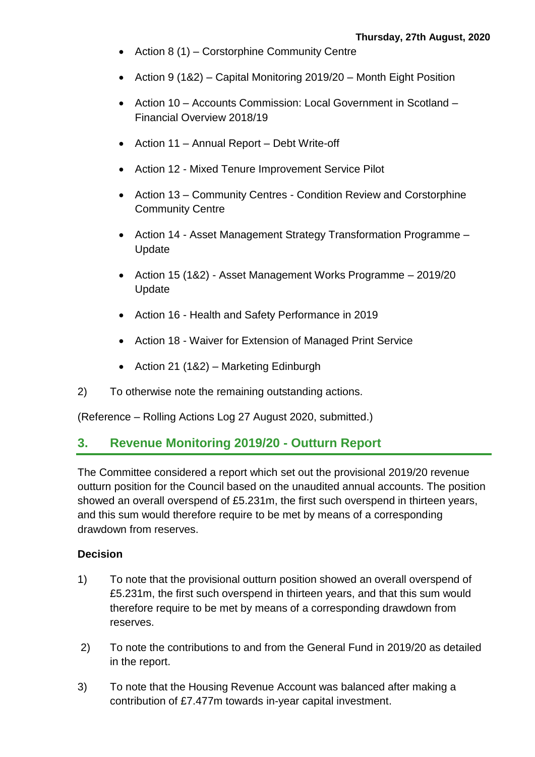- Action 8 (1) – Corstorphine Community Centre
- Action 9 (1&2) – Capital Monitoring 2019/20 – Month Eight Position
- Action 10 – Accounts Commission: Local Government in Scotland – Financial Overview 2018/19
- Action 11 – Annual Report – Debt Write-off
- Action 12 - Mixed Tenure Improvement Service Pilot
- Action 13 – Community Centres - Condition Review and Corstorphine Community Centre
- Action 14 - Asset Management Strategy Transformation Programme – Update
- Action 15 (1&2) - Asset Management Works Programme – 2019/20 Update
- Action 16 - Health and Safety Performance in 2019
- Action 18 - Waiver for Extension of Managed Print Service
- Action 21 (1&2) – Marketing Edinburgh

2) To otherwise note the remaining outstanding actions.

(Reference – Rolling Actions Log 27 August 2020, submitted.)

## 3. Revenue Monitoring 2019/20 - Outturn Report

The Committee considered a report which set out the provisional 2019/20 revenue outturn position for the Council based on the unaudited annual accounts. The position showed an overall overspend of £5.231m, the first such overspend in thirteen years, and this sum would therefore require to be met by means of a corresponding drawdown from reserves.

**Decision**

1) To note that the provisional outturn position showed an overall overspend of £5.231m, the first such overspend in thirteen years, and that this sum would therefore require to be met by means of a corresponding drawdown from reserves.

2) To note the contributions to and from the General Fund in 2019/20 as detailed in the report.

3) To note that the Housing Revenue Account was balanced after making a contribution of £7.477m towards in-year capital investment.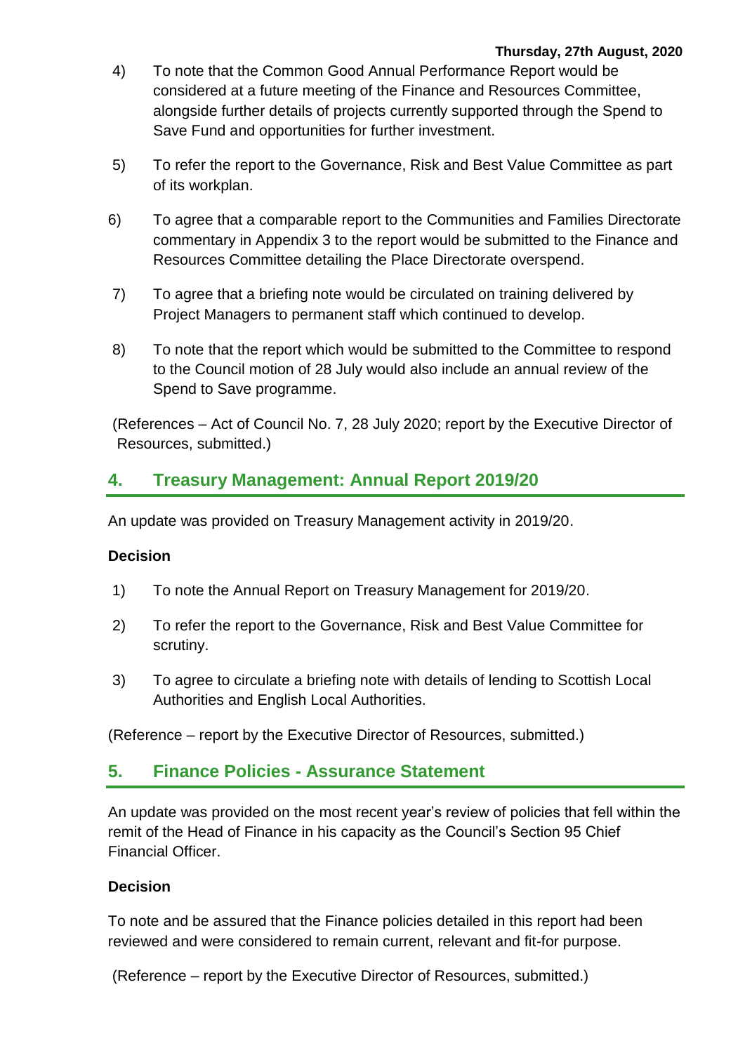4) To note that the Common Good Annual Performance Report would be considered at a future meeting of the Finance and Resources Committee, alongside further details of projects currently supported through the Spend to Save Fund and opportunities for further investment.

5) To refer the report to the Governance, Risk and Best Value Committee as part of its workplan.

6) To agree that a comparable report to the Communities and Families Directorate commentary in Appendix 3 to the report would be submitted to the Finance and Resources Committee detailing the Place Directorate overspend.

7) To agree that a briefing note would be circulated on training delivered by Project Managers to permanent staff which continued to develop.

8) To note that the report which would be submitted to the Committee to respond to the Council motion of 28 July would also include an annual review of the Spend to Save programme.

(References – Act of Council No. 7, 28 July 2020; report by the Executive Director of Resources, submitted.)

## 4. Treasury Management: Annual Report 2019/20

An update was provided on Treasury Management activity in 2019/20.

**Decision**

1) To note the Annual Report on Treasury Management for 2019/20.

2) To refer the report to the Governance, Risk and Best Value Committee for scrutiny.

3) To agree to circulate a briefing note with details of lending to Scottish Local Authorities and English Local Authorities.

(Reference – report by the Executive Director of Resources, submitted.)

## 5. Finance Policies - Assurance Statement

An update was provided on the most recent year's review of policies that fell within the remit of the Head of Finance in his capacity as the Council's Section 95 Chief Financial Officer.

**Decision**

To note and be assured that the Finance policies detailed in this report had been reviewed and were considered to remain current, relevant and fit-for purpose.

(Reference – report by the Executive Director of Resources, submitted.)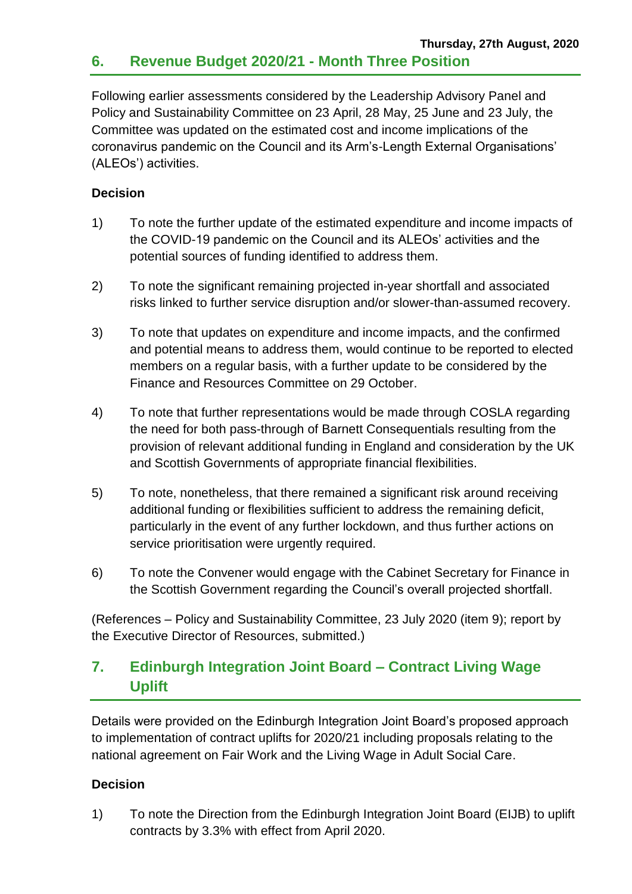## 6. Revenue Budget 2020/21 - Month Three Position

Following earlier assessments considered by the Leadership Advisory Panel and Policy and Sustainability Committee on 23 April, 28 May, 25 June and 23 July, the Committee was updated on the estimated cost and income implications of the coronavirus pandemic on the Council and its Arm's-Length External Organisations' (ALEOs') activities.

**Decision**

1) To note the further update of the estimated expenditure and income impacts of the COVID-19 pandemic on the Council and its ALEOs' activities and the potential sources of funding identified to address them.

2) To note the significant remaining projected in-year shortfall and associated risks linked to further service disruption and/or slower-than-assumed recovery.

3) To note that updates on expenditure and income impacts, and the confirmed and potential means to address them, would continue to be reported to elected members on a regular basis, with a further update to be considered by the Finance and Resources Committee on 29 October.

4) To note that further representations would be made through COSLA regarding the need for both pass-through of Barnett Consequentials resulting from the provision of relevant additional funding in England and consideration by the UK and Scottish Governments of appropriate financial flexibilities.

5) To note, nonetheless, that there remained a significant risk around receiving additional funding or flexibilities sufficient to address the remaining deficit, particularly in the event of any further lockdown, and thus further actions on service prioritisation were urgently required.

6) To note the Convener would engage with the Cabinet Secretary for Finance in the Scottish Government regarding the Council's overall projected shortfall.

(References – Policy and Sustainability Committee, 23 July 2020 (item 9); report by the Executive Director of Resources, submitted.)

## 7. Edinburgh Integration Joint Board – Contract Living Wage Uplift

Details were provided on the Edinburgh Integration Joint Board's proposed approach to implementation of contract uplifts for 2020/21 including proposals relating to the national agreement on Fair Work and the Living Wage in Adult Social Care.

**Decision**

1) To note the Direction from the Edinburgh Integration Joint Board (EIJB) to uplift contracts by 3.3% with effect from April 2020.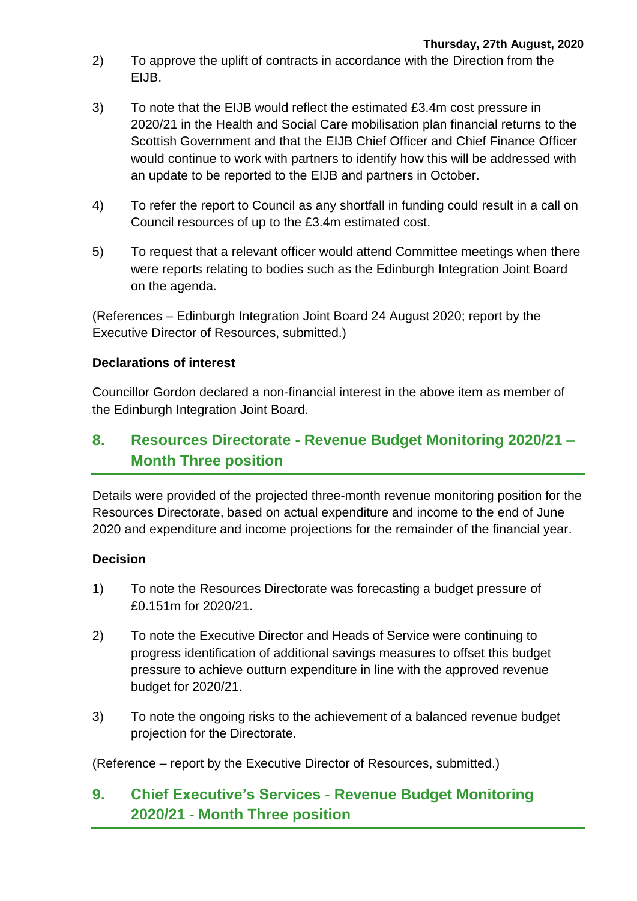2) To approve the uplift of contracts in accordance with the Direction from the EIJB.

3) To note that the EIJB would reflect the estimated £3.4m cost pressure in 2020/21 in the Health and Social Care mobilisation plan financial returns to the Scottish Government and that the EIJB Chief Officer and Chief Finance Officer would continue to work with partners to identify how this will be addressed with an update to be reported to the EIJB and partners in October.

4) To refer the report to Council as any shortfall in funding could result in a call on Council resources of up to the £3.4m estimated cost.

5) To request that a relevant officer would attend Committee meetings when there were reports relating to bodies such as the Edinburgh Integration Joint Board on the agenda.

(References – Edinburgh Integration Joint Board 24 August 2020; report by the Executive Director of Resources, submitted.)

### Declarations of interest

Councillor Gordon declared a non-financial interest in the above item as member of the Edinburgh Integration Joint Board.

## 8. Resources Directorate - Revenue Budget Monitoring 2020/21 – Month Three position

Details were provided of the projected three-month revenue monitoring position for the Resources Directorate, based on actual expenditure and income to the end of June 2020 and expenditure and income projections for the remainder of the financial year.

### Decision

1) To note the Resources Directorate was forecasting a budget pressure of £0.151m for 2020/21.

2) To note the Executive Director and Heads of Service were continuing to progress identification of additional savings measures to offset this budget pressure to achieve outturn expenditure in line with the approved revenue budget for 2020/21.

3) To note the ongoing risks to the achievement of a balanced revenue budget projection for the Directorate.

(Reference – report by the Executive Director of Resources, submitted.)

## 9. Chief Executive's Services - Revenue Budget Monitoring 2020/21 - Month Three position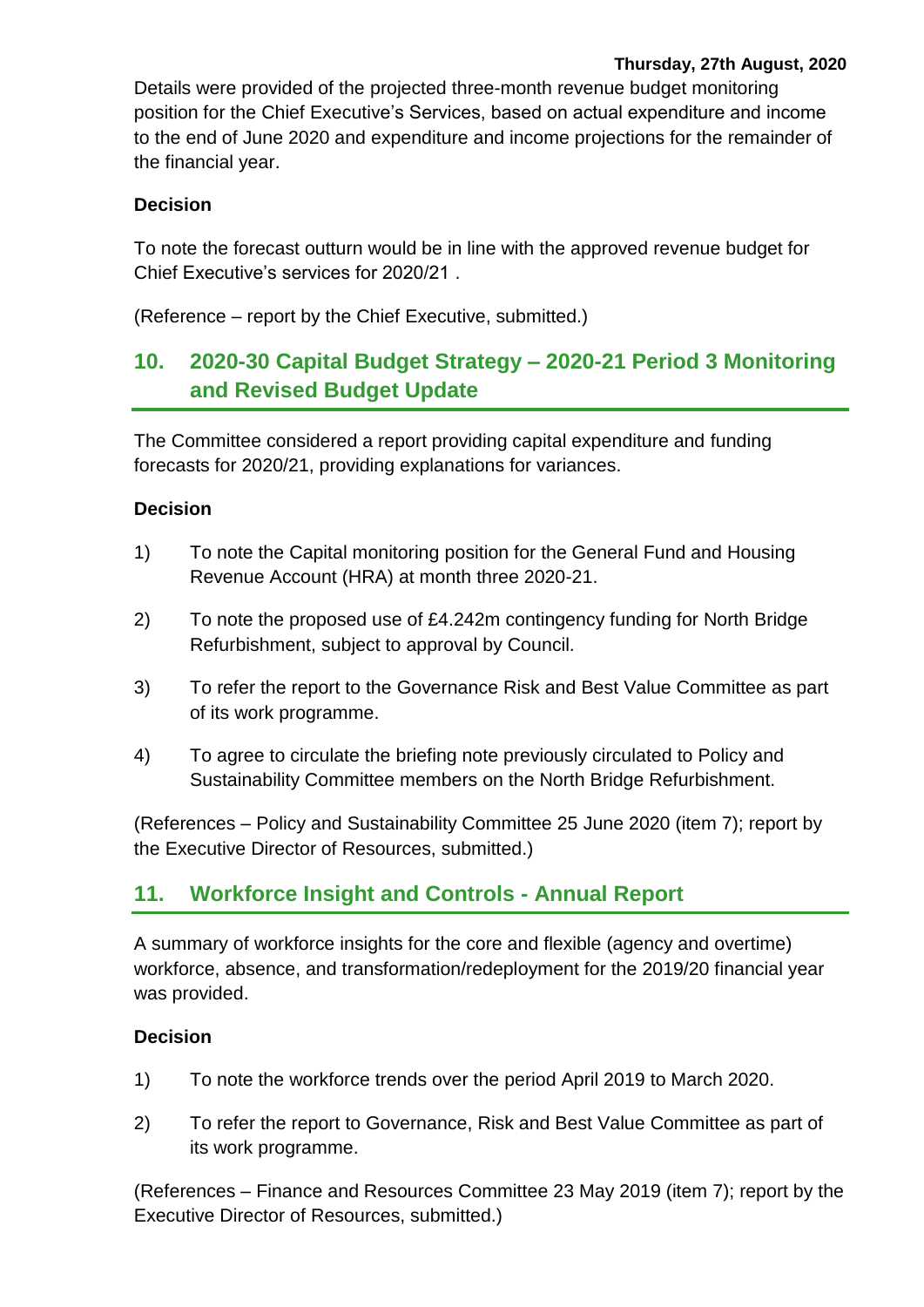Details were provided of the projected three-month revenue budget monitoring position for the Chief Executive's Services, based on actual expenditure and income to the end of June 2020 and expenditure and income projections for the remainder of the financial year.

**Decision**

To note the forecast outturn would be in line with the approved revenue budget for Chief Executive's services for 2020/21 .

(Reference – report by the Chief Executive, submitted.)

## 10. 2020-30 Capital Budget Strategy – 2020-21 Period 3 Monitoring and Revised Budget Update

The Committee considered a report providing capital expenditure and funding forecasts for 2020/21, providing explanations for variances.

**Decision**

1) To note the Capital monitoring position for the General Fund and Housing Revenue Account (HRA) at month three 2020-21.

2) To note the proposed use of £4.242m contingency funding for North Bridge Refurbishment, subject to approval by Council.

3) To refer the report to the Governance Risk and Best Value Committee as part of its work programme.

4) To agree to circulate the briefing note previously circulated to Policy and Sustainability Committee members on the North Bridge Refurbishment.

(References – Policy and Sustainability Committee 25 June 2020 (item 7); report by the Executive Director of Resources, submitted.)

## 11. Workforce Insight and Controls - Annual Report

A summary of workforce insights for the core and flexible (agency and overtime) workforce, absence, and transformation/redeployment for the 2019/20 financial year was provided.

**Decision**

1) To note the workforce trends over the period April 2019 to March 2020.

2) To refer the report to Governance, Risk and Best Value Committee as part of its work programme.

(References – Finance and Resources Committee 23 May 2019 (item 7); report by the Executive Director of Resources, submitted.)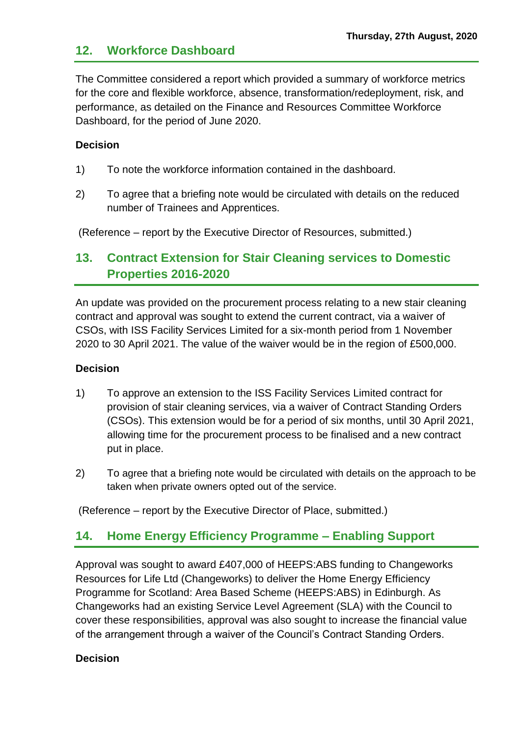## 12. Workforce Dashboard

The Committee considered a report which provided a summary of workforce metrics for the core and flexible workforce, absence, transformation/redeployment, risk, and performance, as detailed on the Finance and Resources Committee Workforce Dashboard, for the period of June 2020.

**Decision**

1) To note the workforce information contained in the dashboard.

2) To agree that a briefing note would be circulated with details on the reduced number of Trainees and Apprentices.

(Reference – report by the Executive Director of Resources, submitted.)

## 13. Contract Extension for Stair Cleaning services to Domestic Properties 2016-2020

An update was provided on the procurement process relating to a new stair cleaning contract and approval was sought to extend the current contract, via a waiver of CSOs, with ISS Facility Services Limited for a six-month period from 1 November 2020 to 30 April 2021. The value of the waiver would be in the region of £500,000.

**Decision**

1) To approve an extension to the ISS Facility Services Limited contract for provision of stair cleaning services, via a waiver of Contract Standing Orders (CSOs). This extension would be for a period of six months, until 30 April 2021, allowing time for the procurement process to be finalised and a new contract put in place.

2) To agree that a briefing note would be circulated with details on the approach to be taken when private owners opted out of the service.

(Reference – report by the Executive Director of Place, submitted.)

## 14. Home Energy Efficiency Programme – Enabling Support

Approval was sought to award £407,000 of HEEPS:ABS funding to Changeworks Resources for Life Ltd (Changeworks) to deliver the Home Energy Efficiency Programme for Scotland: Area Based Scheme (HEEPS:ABS) in Edinburgh. As Changeworks had an existing Service Level Agreement (SLA) with the Council to cover these responsibilities, approval was also sought to increase the financial value of the arrangement through a waiver of the Council's Contract Standing Orders.

**Decision**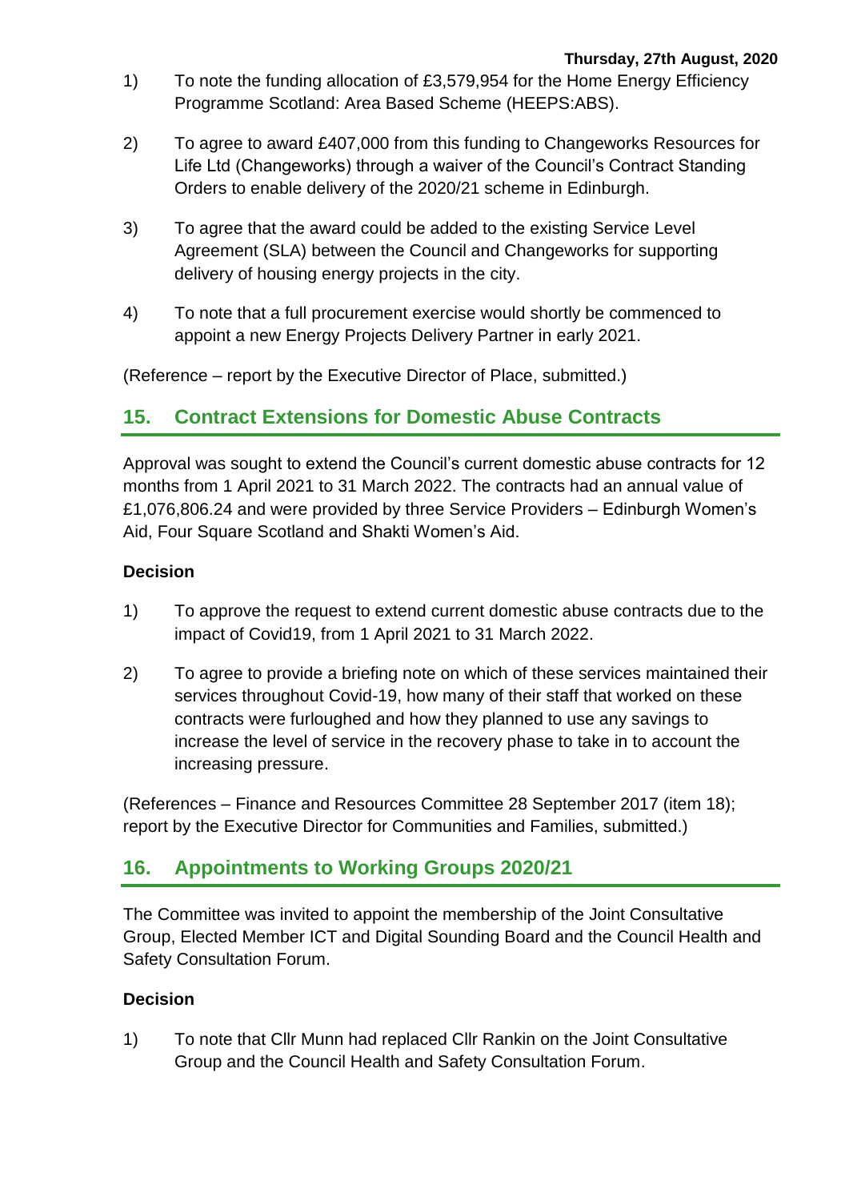1) To note the funding allocation of £3,579,954 for the Home Energy Efficiency Programme Scotland: Area Based Scheme (HEEPS:ABS).

2) To agree to award £407,000 from this funding to Changeworks Resources for Life Ltd (Changeworks) through a waiver of the Council's Contract Standing Orders to enable delivery of the 2020/21 scheme in Edinburgh.

3) To agree that the award could be added to the existing Service Level Agreement (SLA) between the Council and Changeworks for supporting delivery of housing energy projects in the city.

4) To note that a full procurement exercise would shortly be commenced to appoint a new Energy Projects Delivery Partner in early 2021.

(Reference – report by the Executive Director of Place, submitted.)

## 15. Contract Extensions for Domestic Abuse Contracts

Approval was sought to extend the Council's current domestic abuse contracts for 12 months from 1 April 2021 to 31 March 2022. The contracts had an annual value of £1,076,806.24 and were provided by three Service Providers – Edinburgh Women's Aid, Four Square Scotland and Shakti Women's Aid.

**Decision**

1) To approve the request to extend current domestic abuse contracts due to the impact of Covid19, from 1 April 2021 to 31 March 2022.

2) To agree to provide a briefing note on which of these services maintained their services throughout Covid-19, how many of their staff that worked on these contracts were furloughed and how they planned to use any savings to increase the level of service in the recovery phase to take in to account the increasing pressure.

(References – Finance and Resources Committee 28 September 2017 (item 18); report by the Executive Director for Communities and Families, submitted.)

## 16. Appointments to Working Groups 2020/21

The Committee was invited to appoint the membership of the Joint Consultative Group, Elected Member ICT and Digital Sounding Board and the Council Health and Safety Consultation Forum.

**Decision**

1) To note that Cllr Munn had replaced Cllr Rankin on the Joint Consultative Group and the Council Health and Safety Consultation Forum.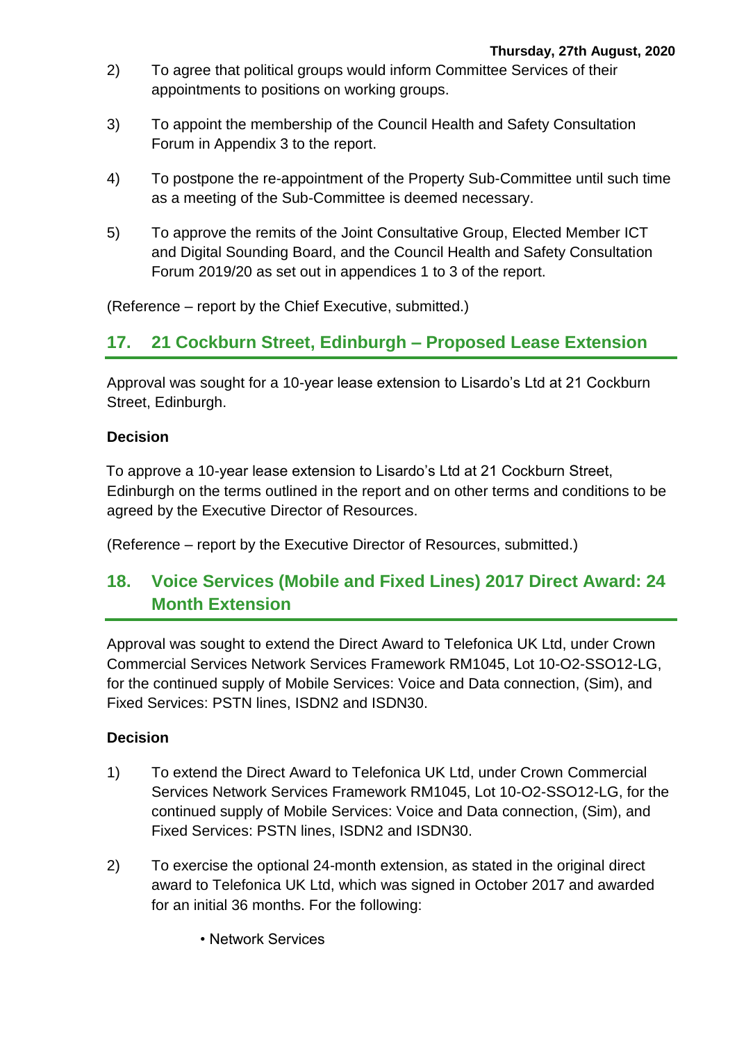2) To agree that political groups would inform Committee Services of their appointments to positions on working groups.

3) To appoint the membership of the Council Health and Safety Consultation Forum in Appendix 3 to the report.

4) To postpone the re-appointment of the Property Sub-Committee until such time as a meeting of the Sub-Committee is deemed necessary.

5) To approve the remits of the Joint Consultative Group, Elected Member ICT and Digital Sounding Board, and the Council Health and Safety Consultation Forum 2019/20 as set out in appendices 1 to 3 of the report.

(Reference – report by the Chief Executive, submitted.)

## 17. 21 Cockburn Street, Edinburgh – Proposed Lease Extension

Approval was sought for a 10-year lease extension to Lisardo's Ltd at 21 Cockburn Street, Edinburgh.

**Decision**

To approve a 10-year lease extension to Lisardo's Ltd at 21 Cockburn Street, Edinburgh on the terms outlined in the report and on other terms and conditions to be agreed by the Executive Director of Resources.

(Reference – report by the Executive Director of Resources, submitted.)

## 18. Voice Services (Mobile and Fixed Lines) 2017 Direct Award: 24 Month Extension

Approval was sought to extend the Direct Award to Telefonica UK Ltd, under Crown Commercial Services Network Services Framework RM1045, Lot 10-O2-SSO12-LG, for the continued supply of Mobile Services: Voice and Data connection, (Sim), and Fixed Services: PSTN lines, ISDN2 and ISDN30.

**Decision**

1) To extend the Direct Award to Telefonica UK Ltd, under Crown Commercial Services Network Services Framework RM1045, Lot 10-O2-SSO12-LG, for the continued supply of Mobile Services: Voice and Data connection, (Sim), and Fixed Services: PSTN lines, ISDN2 and ISDN30.

2) To exercise the optional 24-month extension, as stated in the original direct award to Telefonica UK Ltd, which was signed in October 2017 and awarded for an initial 36 months. For the following:

   - Network Services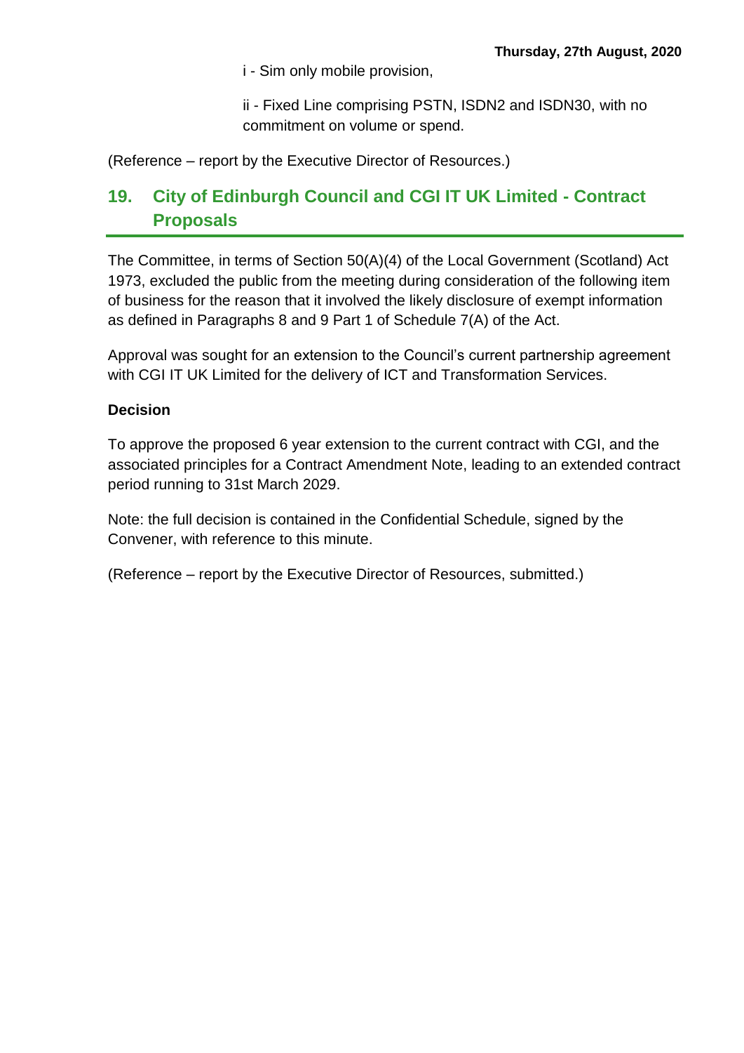i - Sim only mobile provision,

ii - Fixed Line comprising PSTN, ISDN2 and ISDN30, with no commitment on volume or spend.

(Reference – report by the Executive Director of Resources.)

## 19. City of Edinburgh Council and CGI IT UK Limited - Contract Proposals

The Committee, in terms of Section 50(A)(4) of the Local Government (Scotland) Act 1973, excluded the public from the meeting during consideration of the following item of business for the reason that it involved the likely disclosure of exempt information as defined in Paragraphs 8 and 9 Part 1 of Schedule 7(A) of the Act.

Approval was sought for an extension to the Council's current partnership agreement with CGI IT UK Limited for the delivery of ICT and Transformation Services.

**Decision**

To approve the proposed 6 year extension to the current contract with CGI, and the associated principles for a Contract Amendment Note, leading to an extended contract period running to 31st March 2029.

Note: the full decision is contained in the Confidential Schedule, signed by the Convener, with reference to this minute.

(Reference – report by the Executive Director of Resources, submitted.)